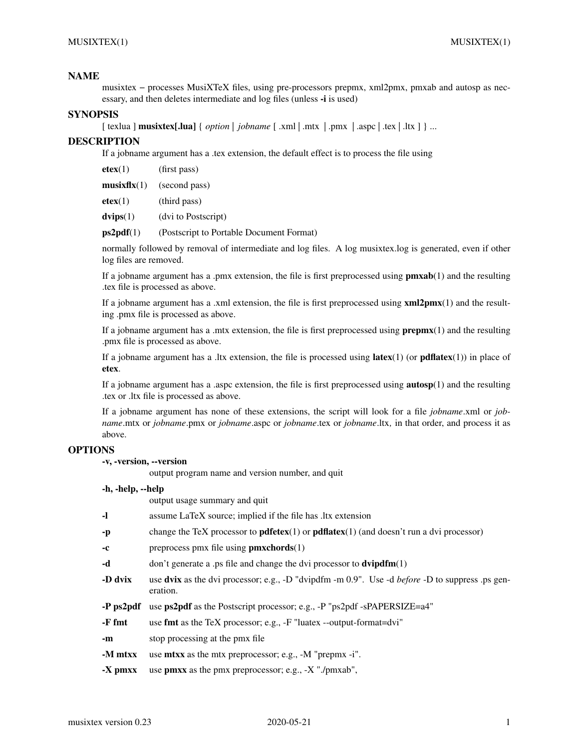## NAME

musixtex − processes MusiXTeX files, using pre-processors prepmx, xml2pmx, pmxab and autosp as necessary, and then deletes intermediate and log files (unless **-i** is used)

## SYNOPSIS

[ texlua ] **musixtex[.lua]** { *option* | *jobname* [ .xml | .mtx | .pmx | .aspc | .tex | .ltx ] } ...

## DESCRIPTION

If a jobname argument has a .tex extension, the default effect is to process the file using

**etex**(1) (first pass)

**musixflx**(1) (second pass)

**etex**(1) (third pass)

**dvips**(1) (dvi to Postscript)

**ps2pdf**(1) (Postscript to Portable Document Format)

normally followed by removal of intermediate and log files. A log musixtex.log is generated, even if other log files are removed.

If a jobname argument has a .pmx extension, the file is first preprocessed using **pmxab**(1) and the resulting .tex file is processed as above.

If a jobname argument has a .xml extension, the file is first preprocessed using **xml2pmx**(1) and the resulting .pmx file is processed as above.

If a jobname argument has a .mtx extension, the file is first preprocessed using **prepmx**(1) and the resulting .pmx file is processed as above.

If a jobname argument has a .ltx extension, the file is processed using **latex**(1) (or **pdflatex**(1)) in place of **etex**.

If a jobname argument has a .aspc extension, the file is first preprocessed using **autosp**(1) and the resulting .tex or .ltx file is processed as above.

If a jobname argument has none of these extensions, the script will look for a file *jobname*.xml or *jobname*.mtx or *jobname*.pmx or *jobname*.aspc or *jobname*.tex or *jobname*.ltx, in that order, and process it as above.

## OPTIONS

**-v, -version, --version**
output program name and version number, and quit

**-h, -help, --help**
output usage summary and quit

**-l** assume LaTeX source; implied if the file has .ltx extension

**-p** change the TeX processor to **pdfetex**(1) or **pdflatex**(1) (and doesn't run a dvi processor)

**-c** preprocess pmx file using **pmxchords**(1)

**-d** don't generate a .ps file and change the dvi processor to **dvipdfm**(1)

**-D dvix** use **dvix** as the dvi processor; e.g., -D "dvipdfm -m 0.9". Use -d *before* -D to suppress .ps generation.

**-P ps2pdf** use **ps2pdf** as the Postscript processor; e.g., -P "ps2pdf -sPAPERSIZE=a4"

**-F fmt** use **fmt** as the TeX processor; e.g., -F "luatex --output-format=dvi"

**-m** stop processing at the pmx file

**-M mtxx** use **mtxx** as the mtx preprocessor; e.g., -M "prepmx -i".

**-X pmxx** use **pmxx** as the pmx preprocessor; e.g., -X "./pmxab",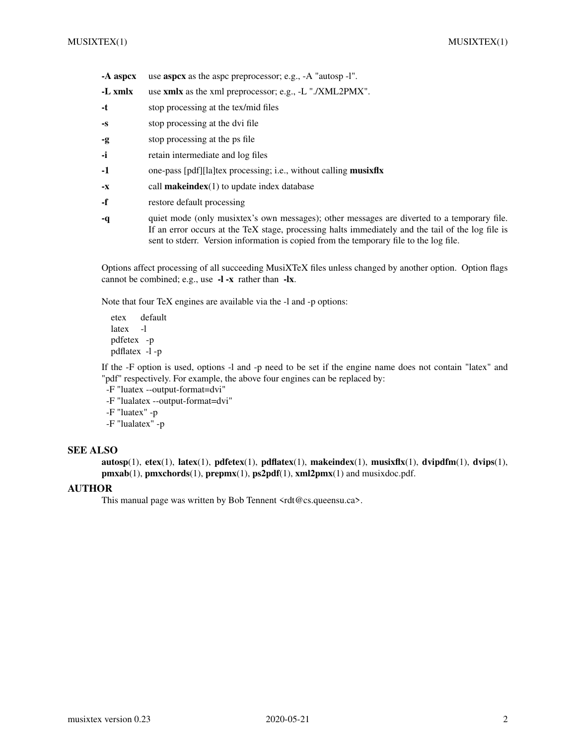**-A aspcx** use **aspcx** as the aspc preprocessor; e.g., -A "autosp -l".

**-L xmlx** use **xmlx** as the xml preprocessor; e.g., -L "./XML2PMX".

**-t** stop processing at the tex/mid files

**-s** stop processing at the dvi file

**-g** stop processing at the ps file

**-i** retain intermediate and log files

**-1** one-pass [pdf][la]tex processing; i.e., without calling **musixflx**

**-x** call **makeindex**(1) to update index database

**-f** restore default processing

**-q** quiet mode (only musixtex's own messages); other messages are diverted to a temporary file. If an error occurs at the TeX stage, processing halts immediately and the tail of the log file is sent to stderr. Version information is copied from the temporary file to the log file.

Options affect processing of all succeeding MusiXTeX files unless changed by another option. Option flags cannot be combined; e.g., use **-l -x** rather than **-lx**.

Note that four TeX engines are available via the -l and -p options:

```
etex      default
latex     -l
pdfetex   -p
pdflatex  -l -p
```

If the -F option is used, options -l and -p need to be set if the engine name does not contain "latex" and "pdf" respectively. For example, the above four engines can be replaced by:

```
-F "luatex --output-format=dvi"
-F "lualatex --output-format=dvi"
-F "luatex" -p
-F "lualatex" -p
```

## SEE ALSO

**autosp**(1), **etex**(1), **latex**(1), **pdfetex**(1), **pdflatex**(1), **makeindex**(1), **musixflx**(1), **dvipdfm**(1), **dvips**(1), **pmxab**(1), **pmxchords**(1), **prepmx**(1), **ps2pdf**(1), **xml2pmx**(1) and musixdoc.pdf.

## AUTHOR

This manual page was written by Bob Tennent <rdt@cs.queensu.ca>.